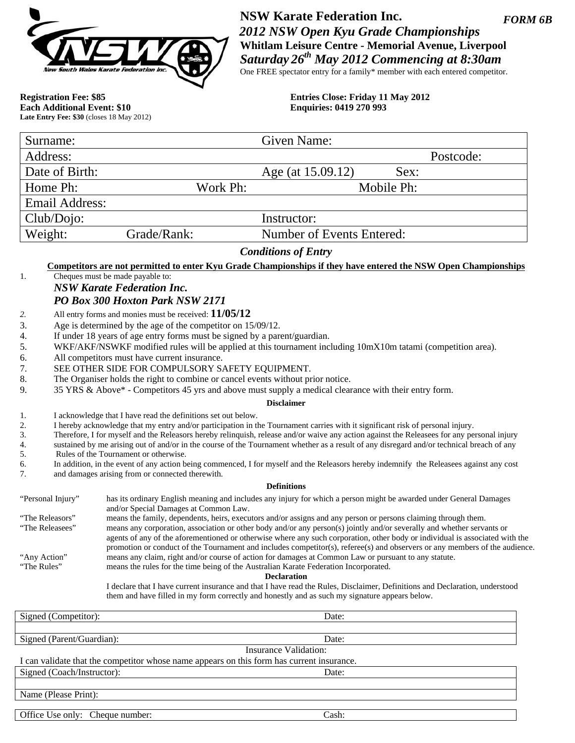# NSW Karate Federation Inc.

**FORM 6B**

***2012 NSW Open Kyu Grade Championships***

**Whitlam Leisure Centre - Memorial Avenue, Liverpool**

***Saturday 26th May 2012 Commencing at 8:30am***

One FREE spectator entry for a family* member with each entered competitor.

**Registration Fee: $85**
**Each Additional Event: $10**
**Late Entry Fee: $30** (closes 18 May 2012)

**Entries Close: Friday 11 May 2012**
**Enquiries: 0419 270 993**

| Surname: | | Given Name: | |
|---|---|---|---|
| Address: | | | Postcode: |
| Date of Birth: | | Age (at 15.09.12) | Sex: |
| Home Ph: | Work Ph: | | Mobile Ph: |
| Email Address: | | | |
| Club/Dojo: | | Instructor: | |
| Weight: | Grade/Rank: | Number of Events Entered: | |

## *Conditions of Entry*

**Competitors are not permitted to enter Kyu Grade Championships if they have entered the NSW Open Championships**

1. Cheques must be made payable to:
   ***NSW Karate Federation Inc.***
   ***PO Box 300 Hoxton Park NSW 2171***
2. All entry forms and monies must be received: **11/05/12**
3. Age is determined by the age of the competitor on 15/09/12.
4. If under 18 years of age entry forms must be signed by a parent/guardian.
5. WKF/AKF/NSWKF modified rules will be applied at this tournament including 10mX10m tatami (competition area).
6. All competitors must have current insurance.
7. SEE OTHER SIDE FOR COMPULSORY SAFETY EQUIPMENT.
8. The Organiser holds the right to combine or cancel events without prior notice.
9. 35 YRS & Above* - Competitors 45 yrs and above must supply a medical clearance with their entry form.

**Disclaimer**

1. I acknowledge that I have read the definitions set out below.
2. I hereby acknowledge that my entry and/or participation in the Tournament carries with it significant risk of personal injury.
3. Therefore, I for myself and the Releasors hereby relinquish, release and/or waive any action against the Releasees for any personal injury
4. sustained by me arising out of and/or in the course of the Tournament whether as a result of any disregard and/or technical breach of any
5. Rules of the Tournament or otherwise.
6. In addition, in the event of any action being commenced, I for myself and the Releasors hereby indemnify the Releasees against any cost
7. and damages arising from or connected therewith.

**Definitions**

| | |
|---|---|
| "Personal Injury" | has its ordinary English meaning and includes any injury for which a person might be awarded under General Damages and/or Special Damages at Common Law. |
| "The Releasors" | means the family, dependents, heirs, executors and/or assigns and any person or persons claiming through them. |
| "The Releasees" | means any corporation, association or other body and/or any person(s) jointly and/or severally and whether servants or agents of any of the aforementioned or otherwise where any such corporation, other body or individual is associated with the promotion or conduct of the Tournament and includes competitor(s), referee(s) and observers or any members of the audience. |
| "Any Action" | means any claim, right and/or course of action for damages at Common Law or pursuant to any statute. |
| "The Rules" | means the rules for the time being of the Australian Karate Federation Incorporated. |

**Declaration**

I declare that I have current insurance and that I have read the Rules, Disclaimer, Definitions and Declaration, understood them and have filled in my form correctly and honestly and as such my signature appears below.

| Signed (Competitor): | Date: |
|---|---|
| Signed (Parent/Guardian): | Date: |

Insurance Validation:

I can validate that the competitor whose name appears on this form has current insurance.

| Signed (Coach/Instructor): | Date: |
|---|---|
| Name (Please Print): | |

| Office Use only: Cheque number: | Cash: |
|---|---|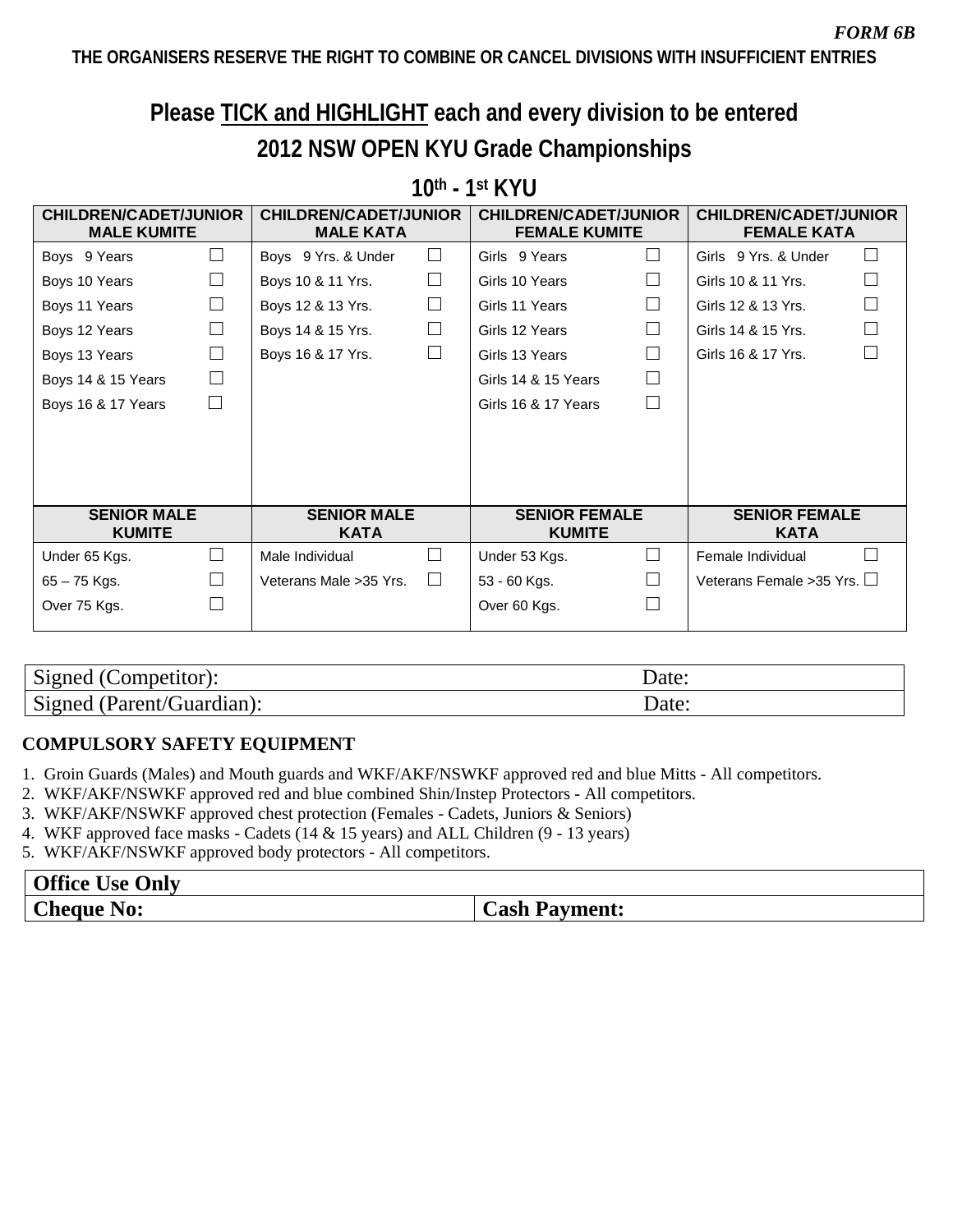*FORM 6B*

**THE ORGANISERS RESERVE THE RIGHT TO COMBINE OR CANCEL DIVISIONS WITH INSUFFICIENT ENTRIES**

## Please TICK and HIGHLIGHT each and every division to be entered

## 2012 NSW OPEN KYU Grade Championships

## 10th - 1st KYU

| CHILDREN/CADET/JUNIOR MALE KUMITE | | CHILDREN/CADET/JUNIOR MALE KATA | | CHILDREN/CADET/JUNIOR FEMALE KUMITE | | CHILDREN/CADET/JUNIOR FEMALE KATA | |
|---|---|---|---|---|---|---|---|
| Boys 9 Years | ☐ | Boys 9 Yrs. & Under | ☐ | Girls 9 Years | ☐ | Girls 9 Yrs. & Under | ☐ |
| Boys 10 Years | ☐ | Boys 10 & 11 Yrs. | ☐ | Girls 10 Years | ☐ | Girls 10 & 11 Yrs. | ☐ |
| Boys 11 Years | ☐ | Boys 12 & 13 Yrs. | ☐ | Girls 11 Years | ☐ | Girls 12 & 13 Yrs. | ☐ |
| Boys 12 Years | ☐ | Boys 14 & 15 Yrs. | ☐ | Girls 12 Years | ☐ | Girls 14 & 15 Yrs. | ☐ |
| Boys 13 Years | ☐ | Boys 16 & 17 Yrs. | ☐ | Girls 13 Years | ☐ | Girls 16 & 17 Yrs. | ☐ |
| Boys 14 & 15 Years | ☐ | | | Girls 14 & 15 Years | ☐ | | |
| Boys 16 & 17 Years | ☐ | | | Girls 16 & 17 Years | ☐ | | |
| **SENIOR MALE KUMITE** | | **SENIOR MALE KATA** | | **SENIOR FEMALE KUMITE** | | **SENIOR FEMALE KATA** | |
| Under 65 Kgs. | ☐ | Male Individual | ☐ | Under 53 Kgs. | ☐ | Female Individual | ☐ |
| 65 – 75 Kgs. | ☐ | Veterans Male >35 Yrs. | ☐ | 53 - 60 Kgs. | ☐ | Veterans Female >35 Yrs. | ☐ |
| Over 75 Kgs. | ☐ | | | Over 60 Kgs. | ☐ | | |

| | |
|---|---|
| Signed (Competitor): | Date: |
| Signed (Parent/Guardian): | Date: |

**COMPULSORY SAFETY EQUIPMENT**

1. Groin Guards (Males) and Mouth guards and WKF/AKF/NSWKF approved red and blue Mitts - All competitors.
2. WKF/AKF/NSWKF approved red and blue combined Shin/Instep Protectors - All competitors.
3. WKF/AKF/NSWKF approved chest protection (Females - Cadets, Juniors & Seniors)
4. WKF approved face masks - Cadets (14 & 15 years) and ALL Children (9 - 13 years)
5. WKF/AKF/NSWKF approved body protectors - All competitors.

| **Office Use Only** | |
|---|---|
| **Cheque No:** | **Cash Payment:** |